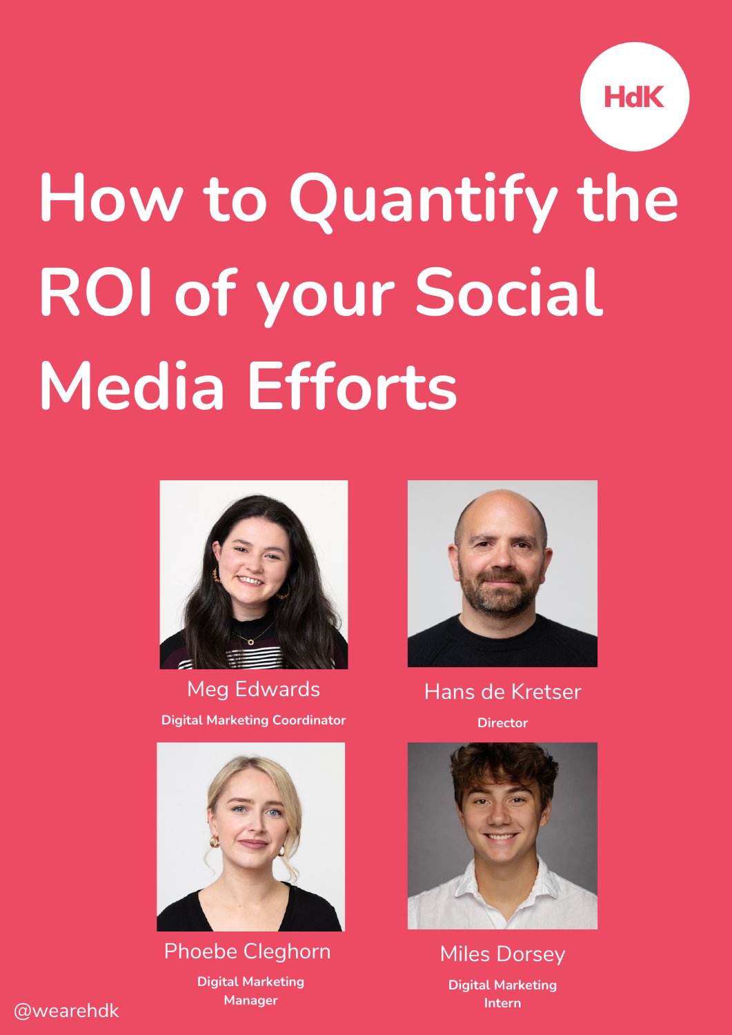HdK

# How to Quantify the ROI of your Social Media Efforts

Meg Edwards

**Digital Marketing Coordinator**

Hans de Kretser

**Director**

Phoebe Cleghorn

**Digital Marketing Manager**

Miles Dorsey

**Digital Marketing Intern**

@wearehdk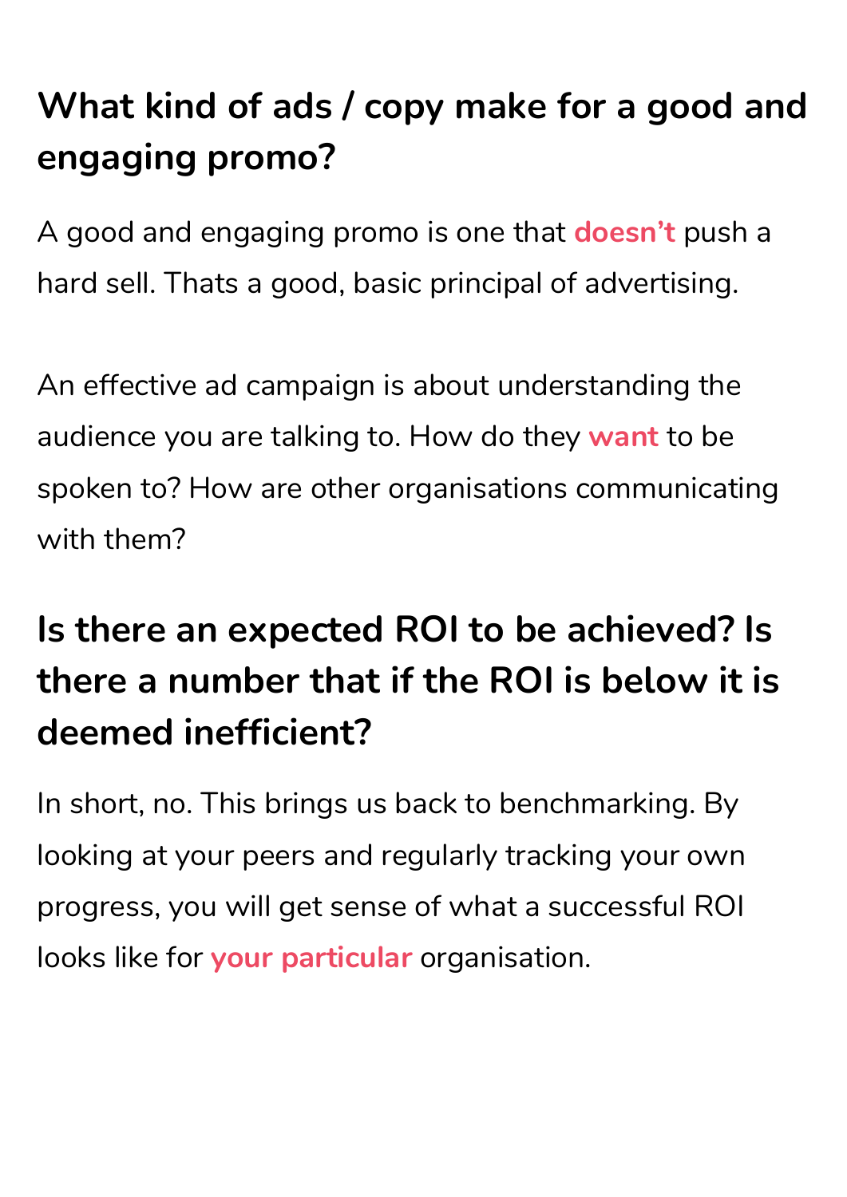## What kind of ads / copy make for a good and engaging promo?

A good and engaging promo is one that **doesn't** push a hard sell. Thats a good, basic principal of advertising.

An effective ad campaign is about understanding the audience you are talking to. How do they **want** to be spoken to? How are other organisations communicating with them?

## Is there an expected ROI to be achieved? Is there a number that if the ROI is below it is deemed inefficient?

In short, no. This brings us back to benchmarking. By looking at your peers and regularly tracking your own progress, you will get sense of what a successful ROI looks like for **your particular** organisation.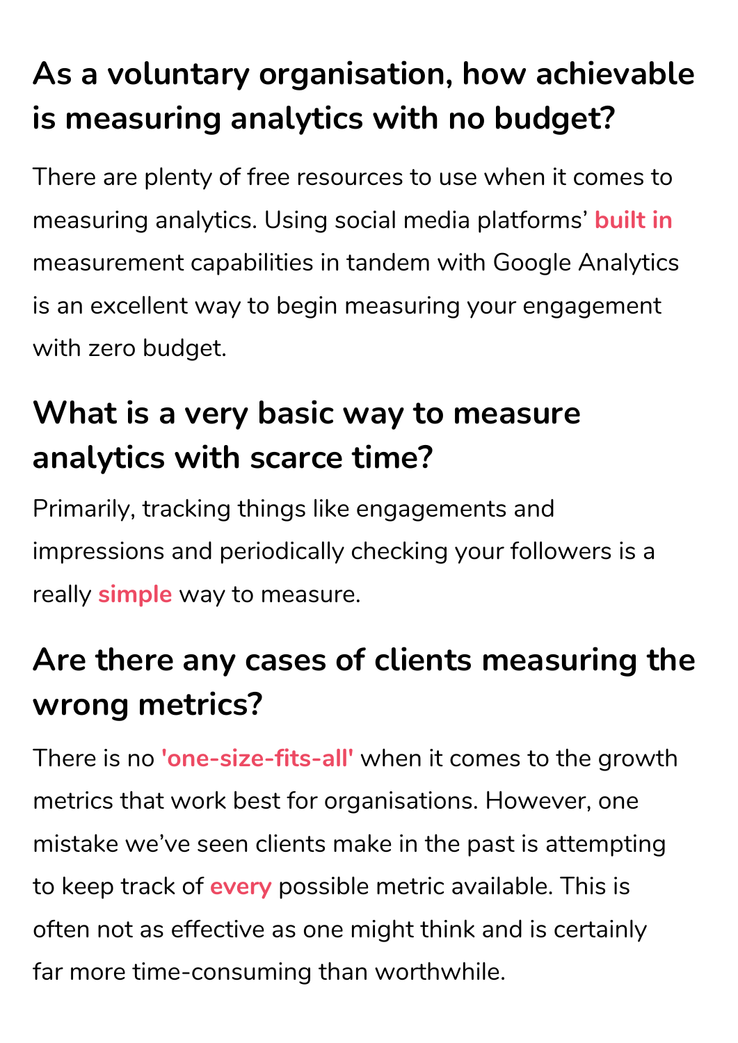## As a voluntary organisation, how achievable is measuring analytics with no budget?

There are plenty of free resources to use when it comes to measuring analytics. Using social media platforms' **built in** measurement capabilities in tandem with Google Analytics is an excellent way to begin measuring your engagement with zero budget.

## What is a very basic way to measure analytics with scarce time?

Primarily, tracking things like engagements and impressions and periodically checking your followers is a really **simple** way to measure.

## Are there any cases of clients measuring the wrong metrics?

There is no **'one-size-fits-all'** when it comes to the growth metrics that work best for organisations. However, one mistake we've seen clients make in the past is attempting to keep track of **every** possible metric available. This is often not as effective as one might think and is certainly far more time-consuming than worthwhile.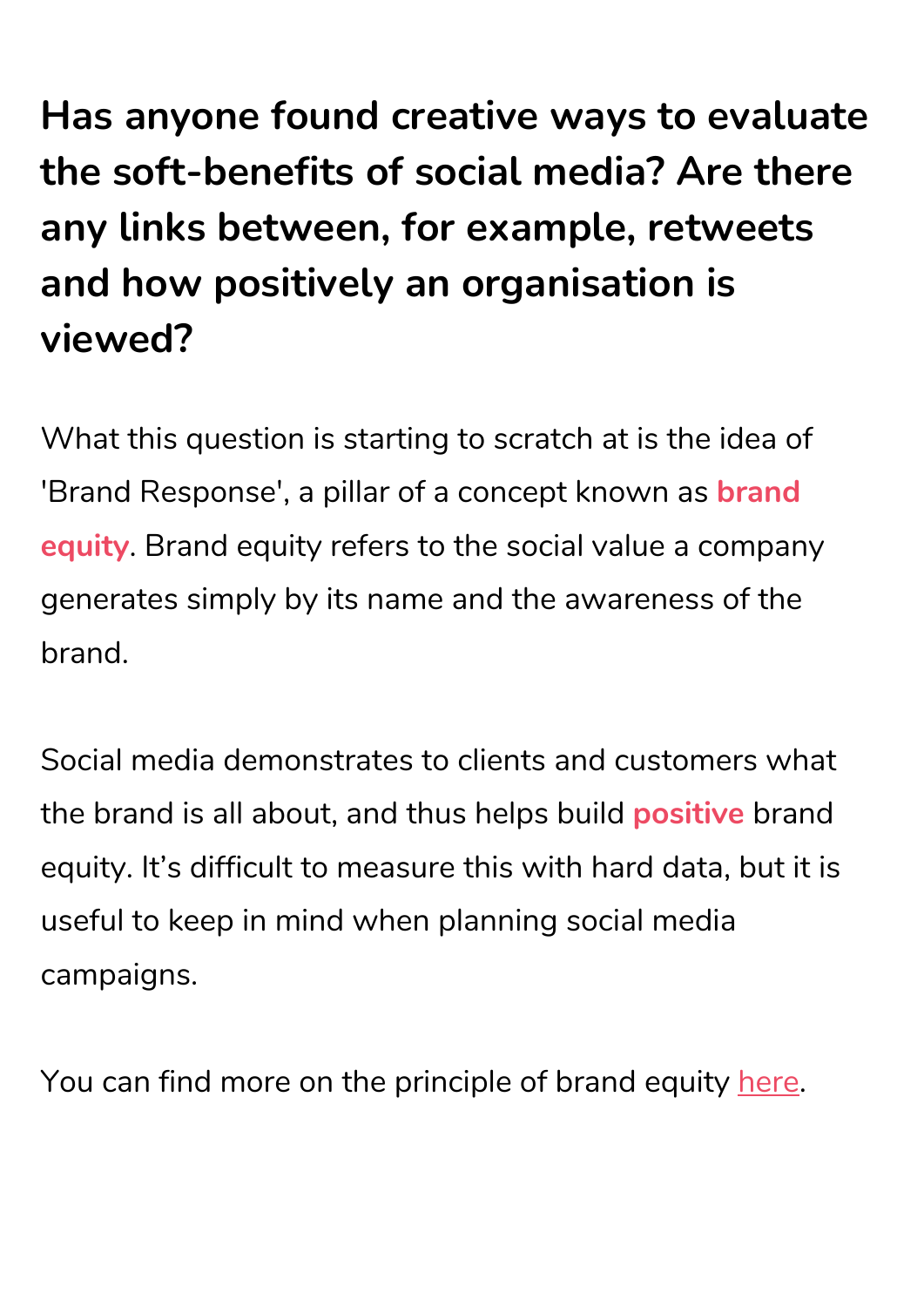## Has anyone found creative ways to evaluate the soft-benefits of social media? Are there any links between, for example, retweets and how positively an organisation is viewed?

What this question is starting to scratch at is the idea of 'Brand Response', a pillar of a concept known as **brand equity**. Brand equity refers to the social value a company generates simply by its name and the awareness of the brand.

Social media demonstrates to clients and customers what the brand is all about, and thus helps build **positive** brand equity. It's difficult to measure this with hard data, but it is useful to keep in mind when planning social media campaigns.

You can find more on the principle of brand equity here.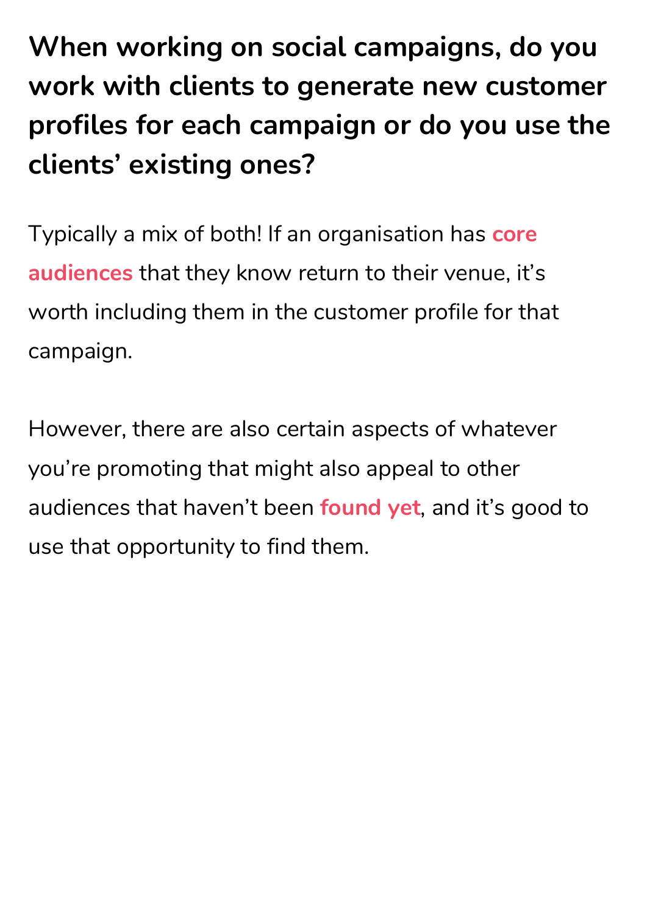## When working on social campaigns, do you work with clients to generate new customer profiles for each campaign or do you use the clients' existing ones?

Typically a mix of both! If an organisation has **core audiences** that they know return to their venue, it's worth including them in the customer profile for that campaign.

However, there are also certain aspects of whatever you're promoting that might also appeal to other audiences that haven't been **found yet**, and it's good to use that opportunity to find them.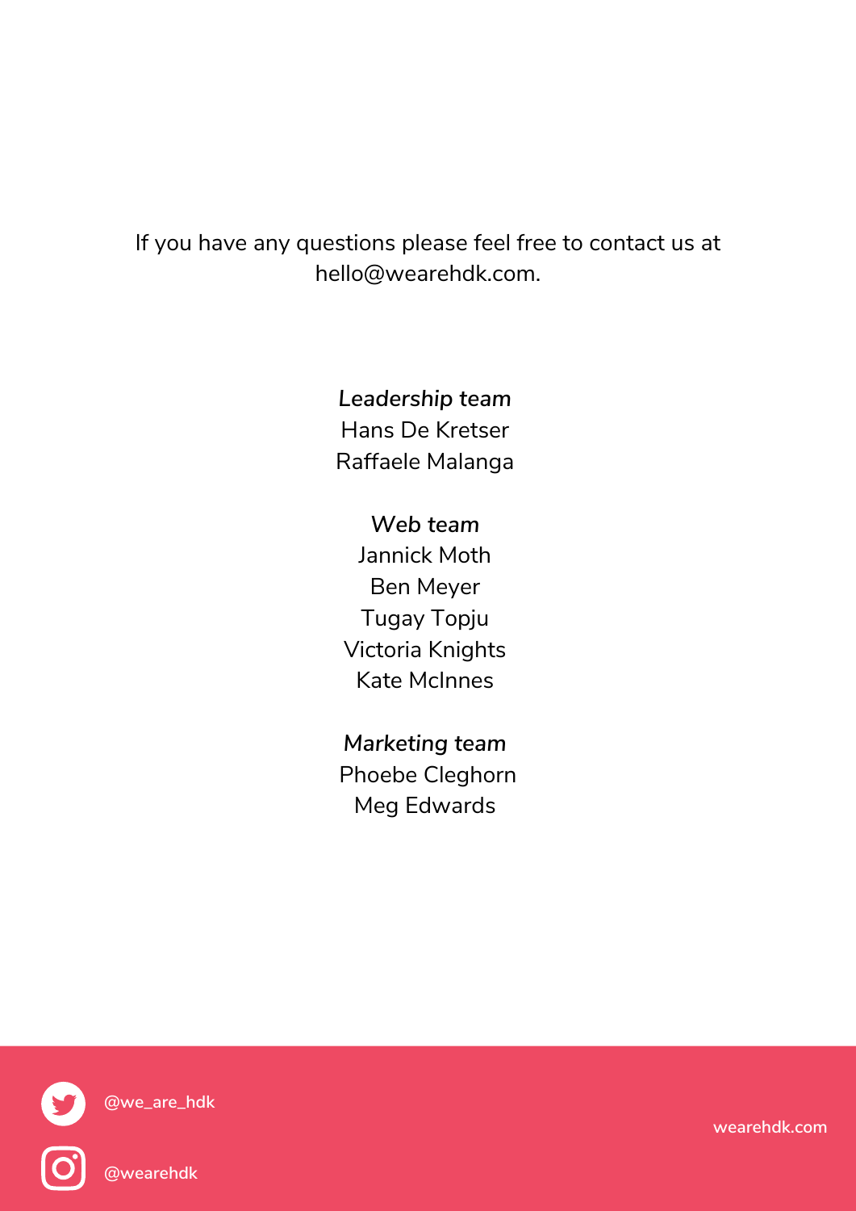If you have any questions please feel free to contact us at hello@wearehdk.com.

*Leadership team*
Hans De Kretser
Raffaele Malanga

*Web team*
Jannick Moth
Ben Meyer
Tugay Topju
Victoria Knights
Kate McInnes

*Marketing team*
Phoebe Cleghorn
Meg Edwards

@we_are_hdk

@wearehdk

wearehdk.com